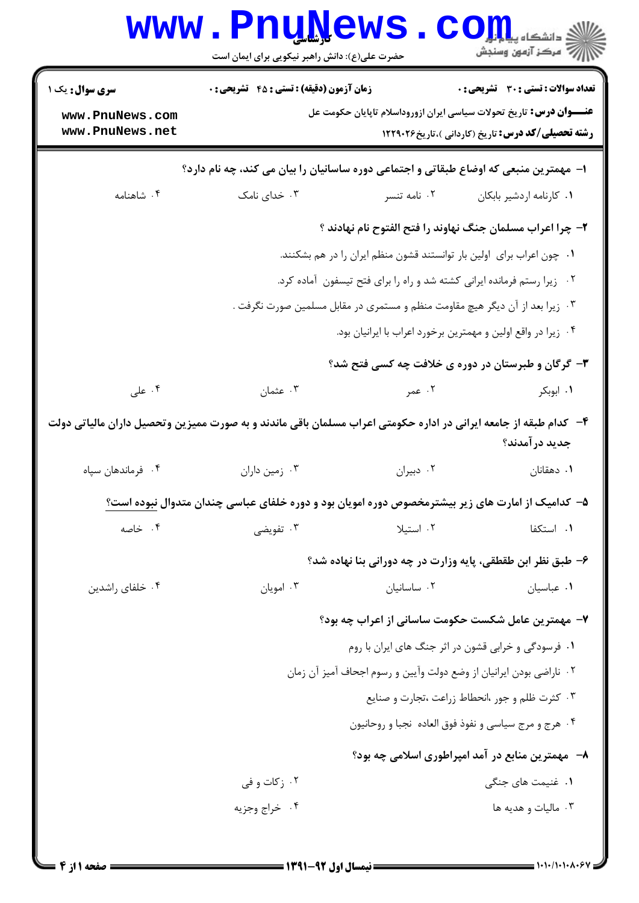**سری سوال:** یک ۱ | **زمان آزمون (دقیقه) : تستی : ۴۵ تشریحی : ۰** | **تعداد سوالات : تستی : ۳۰ تشریحی : ۰**

**عنـــوان درس:** تاریخ تحولات سیاسی ایران ازورود اسلام تاپایان حکومت عل

**رشته تحصیلی/کد درس:** تاریخ (کاردانی )،تاریخ۱۲۲۹۰۲۶

۱- مهمترین منبعی که اوضاع طبقاتی و اجتماعی دوره ساسانیان را بیان می کند، چه نام دارد؟

۱. کارنامه اردشیر بابکان
۲. نامه تنسر
۳. خدای نامک
۴. شاهنامه

۲- چرا اعراب مسلمان جنگ نهاوند را فتح الفتوح نام نهادند ؟

۱. چون اعراب برای اولین بار توانستند قشون منظم ایران را در هم بشکنند.
۲. زیرا رستم فرمانده ایرانی کشته شد و راه را برای فتح تیسفون آماده کرد.
۳. زیرا بعد از آن دیگر هیچ مقاومت منظم و مستمری در مقابل مسلمین صورت نگرفت .
۴. زیرا در واقع اولین و مهمترین برخورد اعراب با ایرانیان بود.

۳- گرگان و طبرستان در دوره ی خلافت چه کسی فتح شد؟

۱. ابوبکر
۲. عمر
۳. عثمان
۴. علی

۴- کدام طبقه از جامعه ایرانی در اداره حکومتی اعراب مسلمان باقی ماندند و به صورت ممیزین وتحصیل داران مالیاتی دولت جدید درآمدند؟

۱. دهقانان
۲. دبیران
۳. زمین داران
۴. فرماندهان سپاه

۵- کدامیک از امارت های زیر بیشترمخصوص دوره امویان بود و دوره خلفای عباسی چندان متداول نبوده است؟

۱. استکفا
۲. استیلا
۳. تفویضی
۴. خاصه

۶- طبق نظر ابن طقطقی، پایه وزارت در چه دورانی بنا نهاده شد؟

۱. عباسیان
۲. ساسانیان
۳. امویان
۴. خلفای راشدین

۷- مهمترین عامل شکست حکومت ساسانی از اعراب چه بود؟

۱. فرسودگی و خرابی قشون در اثر جنگ های ایران با روم
۲. ناراضی بودن ایرانیان از وضع دولت وآیین و رسوم اجحاف آمیز آن زمان
۳. کثرت ظلم و جور ،انحطاط زراعت ،تجارت و صنایع
۴. هرج و مرج سیاسی و نفوذ فوق العاده نجبا و روحانیون

۸- مهمترین منابع در آمد امپراطوری اسلامی چه بود؟

۱. غنیمت های جنگی
۲. زکات و فی
۳. مالیات و هدیه ها
۴. خراج وجزیه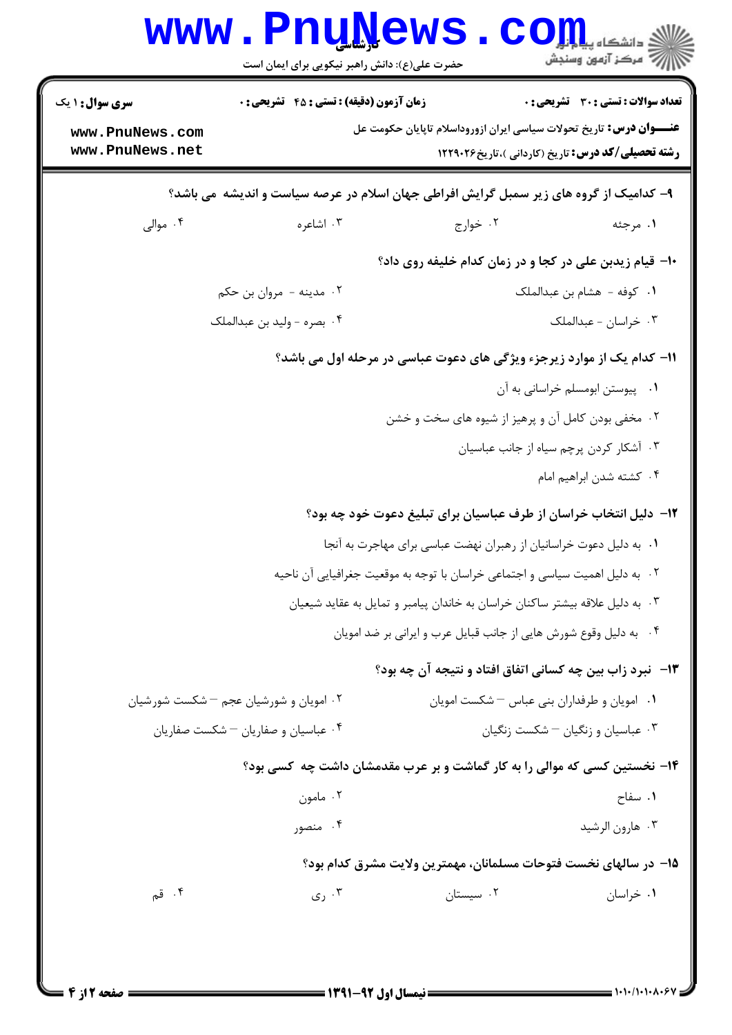۹- کدامیک از گروه های زیر سمبل گرایش افراطی جهان اسلام در عرصه سیاست و اندیشه می باشد؟

۱. مرجئه
۲. خوارج
۳. اشاعره
۴. موالی

۱۰- قیام زیدبن علی در کجا و در زمان کدام خلیفه روی داد؟

۱. کوفه - هشام بن عبدالملک
۲. مدینه - مروان بن حکم
۳. خراسان - عبدالملک
۴. بصره - ولید بن عبدالملک

۱۱- کدام یک از موارد زیرجزء ویژگی های دعوت عباسی در مرحله اول می باشد؟

۱. پیوستن ابومسلم خراسانی به آن
۲. مخفی بودن کامل آن و پرهیز از شیوه های سخت و خشن
۳. آشکار کردن پرچم سیاه از جانب عباسیان
۴. کشته شدن ابراهیم امام

۱۲- دلیل انتخاب خراسان از طرف عباسیان برای تبلیغ دعوت خود چه بود؟

۱. به دلیل دعوت خراسانیان از رهبران نهضت عباسی برای مهاجرت به آنجا
۲. به دلیل اهمیت سیاسی و اجتماعی خراسان با توجه به موقعیت جغرافیایی آن ناحیه
۳. به دلیل علاقه بیشتر ساکنان خراسان به خاندان پیامبر و تمایل به عقاید شیعیان
۴. به دلیل وقوع شورش هایی از جانب قبایل عرب و ایرانی بر ضد امویان

۱۳- نبرد زاب بین چه کسانی اتفاق افتاد و نتیجه آن چه بود؟

۱. امویان و طرفداران بنی عباس – شکست امویان
۲. امویان و شورشیان عجم – شکست شورشیان
۳. عباسیان و زنگیان – شکست زنگیان
۴. عباسیان و صفاریان – شکست صفاریان

۱۴- نخستین کسی که موالی را به کار گماشت و بر عرب مقدمشان داشت چه کسی بود؟

۱. سفاح
۲. مامون
۳. هارون الرشید
۴. منصور

۱۵- در سالهای نخست فتوحات مسلمانان، مهمترین ولایت مشرق کدام بود؟

۱. خراسان
۲. سیستان
۳. ری
۴. قم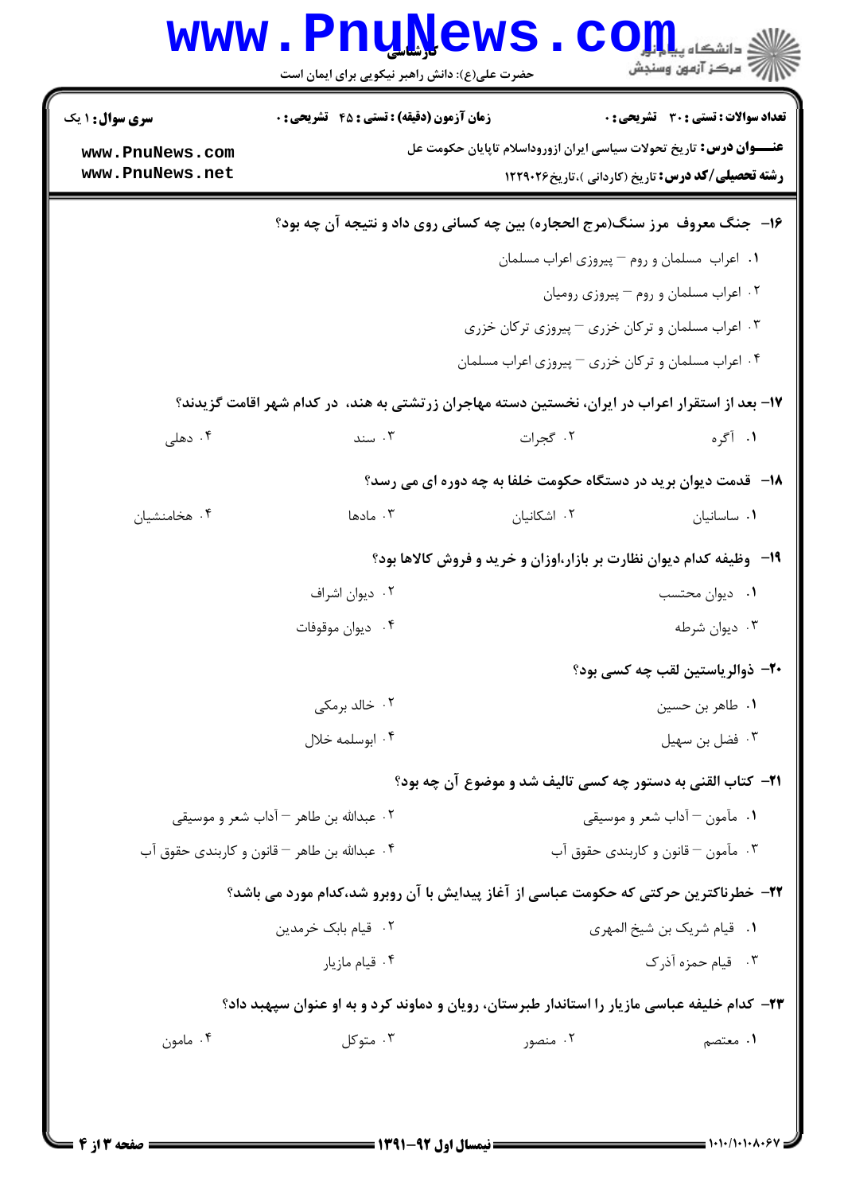**سری سوال:** ۱ یک | **زمان آزمون (دقیقه) : تستی :** ۴۵ **تشریحی :** ۰ | **تعداد سوالات : تستی :** ۳۰ **تشریحی :** ۰

**عنـــوان درس:** تاریخ تحولات سیاسی ایران ازورود‌اسلام تاپایان حکومت عل

**رشته تحصیلی/کد درس:** تاریخ (کاردانی )،تاریخ۱۲۲۹۰۲۶

---

**۱۶- جنگ معروف مرز سنگ(مرج الحجاره) بین چه کسانی روی داد و نتیجه آن چه بود؟**

۱. اعراب مسلمان و روم – پیروزی اعراب مسلمان

۲. اعراب مسلمان و روم – پیروزی رومیان

۳. اعراب مسلمان و ترکان خزری – پیروزی ترکان خزری

۴. اعراب مسلمان و ترکان خزری – پیروزی اعراب مسلمان

**۱۷- بعد از استقرار اعراب در ایران، نخستین دسته مهاجران زرتشتی به هند، در کدام شهر اقامت گزیدند؟**

۱. آگره   ۲. گجرات   ۳. سند   ۴. دهلی

**۱۸- قدمت دیوان برید در دستگاه حکومت خلفا به چه دوره ای می رسد؟**

۱. ساسانیان   ۲. اشکانیان   ۳. مادها   ۴. هخامنشیان

**۱۹- وظیفه کدام دیوان نظارت بر بازار،اوزان و خرید و فروش کالاها بود؟**

۱. دیوان محتسب

۲. دیوان اشراف

۳. دیوان شرطه

۴. دیوان موقوفات

**۲۰- ذوالریاستین لقب چه کسی بود؟**

۱. طاهر بن حسین

۲. خالد برمکی

۳. فضل بن سهیل

۴. ابوسلمه خلال

**۲۱- کتاب القنی به دستور چه کسی تالیف شد و موضوع آن چه بود؟**

۱. مأمون – آداب شعر و موسیقی

۲. عبدالله بن طاهر – آداب شعر و موسیقی

۳. مأمون – قانون و کاربندی حقوق آب

۴. عبدالله بن طاهر – قانون و کاربندی حقوق آب

**۲۲- خطرناکترین حرکتی که حکومت عباسی از آغاز پیدایش با آن روبرو شد،کدام مورد می باشد؟**

۱. قیام شریک بن شیخ المهری

۲. قیام بابک خرمدین

۳. قیام حمزه آذرک

۴. قیام مازیار

**۲۳- کدام خلیفه عباسی مازیار را استاندار طبرستان، رویان و دماوند کرد و به او عنوان سپهبد داد؟**

۱. معتصم   ۲. منصور   ۳. متوکل   ۴. مامون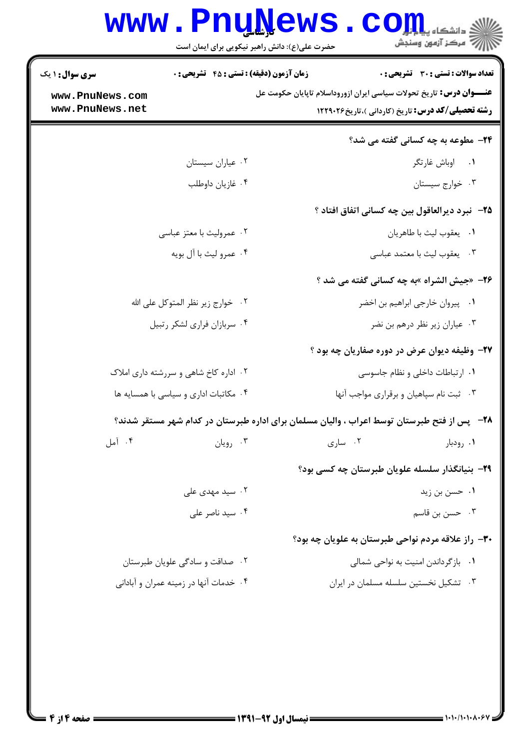**تعداد سوالات : تستی : ۳۰ تشریحی : ۰** | **زمان آزمون (دقیقه) : تستی : ۴۵ تشریحی : ۰** | **سری سوال : ۱ یک**

**عنـــوان درس:** تاریخ تحولات سیاسی ایران ازورود اسلام تاپایان حکومت عل

**رشته تحصیلی/کد درس:** تاریخ (کاردانی )،تاریخ۱۲۲۹۰۲۶

**۲۴- مطوعه به چه کسانی گفته می شد؟**

۱. اوباش غارتگر

۲. عیاران سیستان

۳. خوارج سیستان

۴. غازیان داوطلب

**۲۵- نبرد دیرالعاقول بین چه کسانی اتفاق افتاد ؟**

۱. یعقوب لیث با طاهریان

۲. عمرولیث با معتز عباسی

۳. یعقوب لیث با معتمد عباسی

۴. عمرو لیث با آل بویه

**۲۶- «جیش الشراه »به چه کسانی گفته می شد ؟**

۱. پیروان خارجی ابراهیم بن اخضر

۲. خوارج زیر نظر المتوکل علی الله

۳. عیاران زیر نظر درهم بن نضر

۴. سربازان فراری لشکر رتبیل

**۲۷- وظیفه دیوان عرض در دوره صفاریان چه بود ؟**

۱. ارتباطات داخلی و نظام جاسوسی

۲. اداره کاخ شاهی و سررشته داری املاک

۳. ثبت نام سپاهیان و برقراری مواجب آنها

۴. مکاتبات اداری و سیاسی با همسایه ها

**۲۸- پس از فتح طبرستان توسط اعراب ، والیان مسلمان برای اداره طبرستان در کدام شهر مستقر شدند؟**

۱. رودبار

۲. ساری

۳. رویان

۴. آمل

**۲۹- بنیانگذار سلسله علویان طبرستان چه کسی بود؟**

۱. حسن بن زید

۲. سید مهدی علی

۳. حسن بن قاسم

۴. سید ناصر علی

**۳۰- راز علاقه مردم نواحی طبرستان به علویان چه بود؟**

۱. بازگرداندن امنیت به نواحی شمالی

۲. صداقت و سادگی علویان طبرستان

۳. تشکیل نخستین سلسله مسلمان در ایران

۴. خدمات آنها در زمینه عمران و آبادانی